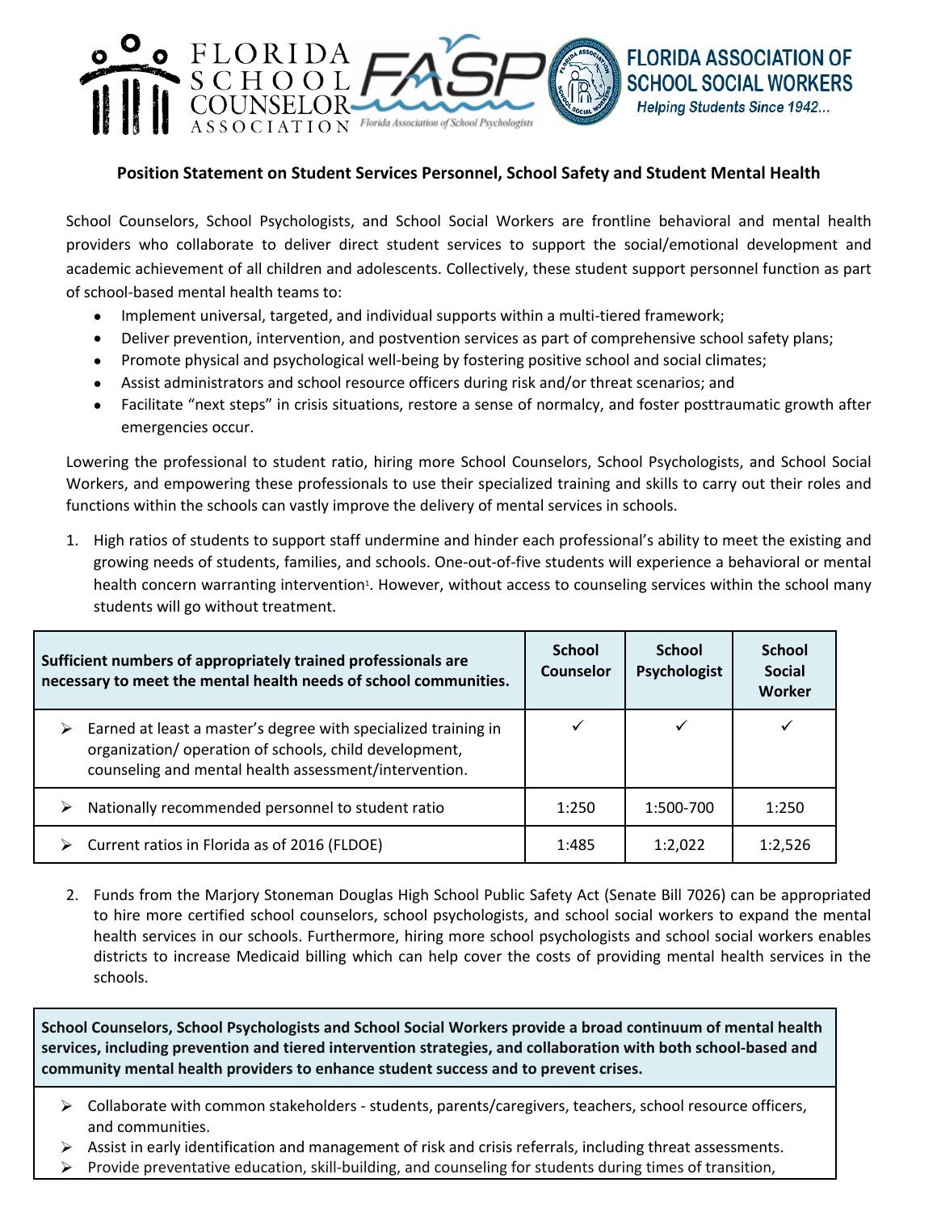FLORIDA SCHOOL COUNSELOR ASSOCIATION | FASP Florida Association of School Psychologists | FLORIDA ASSOCIATION OF SCHOOL SOCIAL WORKERS *Helping Students Since 1942...*

## Position Statement on Student Services Personnel, School Safety and Student Mental Health

School Counselors, School Psychologists, and School Social Workers are frontline behavioral and mental health providers who collaborate to deliver direct student services to support the social/emotional development and academic achievement of all children and adolescents. Collectively, these student support personnel function as part of school-based mental health teams to:

- Implement universal, targeted, and individual supports within a multi-tiered framework;
- Deliver prevention, intervention, and postvention services as part of comprehensive school safety plans;
- Promote physical and psychological well-being by fostering positive school and social climates;
- Assist administrators and school resource officers during risk and/or threat scenarios; and
- Facilitate "next steps" in crisis situations, restore a sense of normalcy, and foster posttraumatic growth after emergencies occur.

Lowering the professional to student ratio, hiring more School Counselors, School Psychologists, and School Social Workers, and empowering these professionals to use their specialized training and skills to carry out their roles and functions within the schools can vastly improve the delivery of mental services in schools.

1. High ratios of students to support staff undermine and hinder each professional's ability to meet the existing and growing needs of students, families, and schools. One-out-of-five students will experience a behavioral or mental health concern warranting intervention[1]. However, without access to counseling services within the school many students will go without treatment.

| **Sufficient numbers of appropriately trained professionals are necessary to meet the mental health needs of school communities.** | **School Counselor** | **School Psychologist** | **School Social Worker** |
|---|---|---|---|
| ➢ Earned at least a master's degree with specialized training in organization/ operation of schools, child development, counseling and mental health assessment/intervention. | ✓ | ✓ | ✓ |
| ➢ Nationally recommended personnel to student ratio | 1:250 | 1:500-700 | 1:250 |
| ➢ Current ratios in Florida as of 2016 (FLDOE) | 1:485 | 1:2,022 | 1:2,526 |

2. Funds from the Marjory Stoneman Douglas High School Public Safety Act (Senate Bill 7026) can be appropriated to hire more certified school counselors, school psychologists, and school social workers to expand the mental health services in our schools. Furthermore, hiring more school psychologists and school social workers enables districts to increase Medicaid billing which can help cover the costs of providing mental health services in the schools.

**School Counselors, School Psychologists and School Social Workers provide a broad continuum of mental health services, including prevention and tiered intervention strategies, and collaboration with both school-based and community mental health providers to enhance student success and to prevent crises.**

- ➢ Collaborate with common stakeholders - students, parents/caregivers, teachers, school resource officers, and communities.
- ➢ Assist in early identification and management of risk and crisis referrals, including threat assessments.
- ➢ Provide preventative education, skill-building, and counseling for students during times of transition,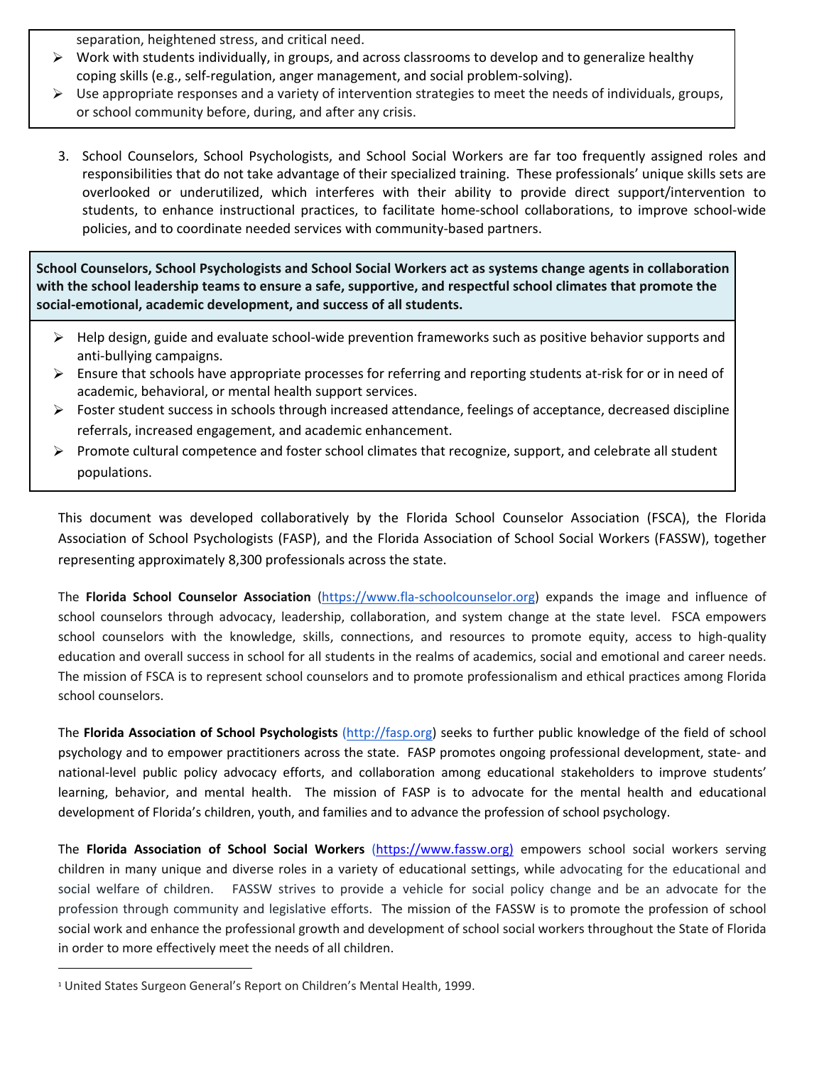separation, heightened stress, and critical need.

- Work with students individually, in groups, and across classrooms to develop and to generalize healthy coping skills (e.g., self-regulation, anger management, and social problem-solving).
- Use appropriate responses and a variety of intervention strategies to meet the needs of individuals, groups, or school community before, during, and after any crisis.

3. School Counselors, School Psychologists, and School Social Workers are far too frequently assigned roles and responsibilities that do not take advantage of their specialized training. These professionals' unique skills sets are overlooked or underutilized, which interferes with their ability to provide direct support/intervention to students, to enhance instructional practices, to facilitate home-school collaborations, to improve school-wide policies, and to coordinate needed services with community-based partners.

**School Counselors, School Psychologists and School Social Workers act as systems change agents in collaboration with the school leadership teams to ensure a safe, supportive, and respectful school climates that promote the social-emotional, academic development, and success of all students.**

- Help design, guide and evaluate school-wide prevention frameworks such as positive behavior supports and anti-bullying campaigns.
- Ensure that schools have appropriate processes for referring and reporting students at-risk for or in need of academic, behavioral, or mental health support services.
- Foster student success in schools through increased attendance, feelings of acceptance, decreased discipline referrals, increased engagement, and academic enhancement.
- Promote cultural competence and foster school climates that recognize, support, and celebrate all student populations.

This document was developed collaboratively by the Florida School Counselor Association (FSCA), the Florida Association of School Psychologists (FASP), and the Florida Association of School Social Workers (FASSW), together representing approximately 8,300 professionals across the state.

The **Florida School Counselor Association** (https://www.fla-schoolcounselor.org) expands the image and influence of school counselors through advocacy, leadership, collaboration, and system change at the state level. FSCA empowers school counselors with the knowledge, skills, connections, and resources to promote equity, access to high-quality education and overall success in school for all students in the realms of academics, social and emotional and career needs. The mission of FSCA is to represent school counselors and to promote professionalism and ethical practices among Florida school counselors.

The **Florida Association of School Psychologists** (http://fasp.org) seeks to further public knowledge of the field of school psychology and to empower practitioners across the state. FASP promotes ongoing professional development, state- and national-level public policy advocacy efforts, and collaboration among educational stakeholders to improve students' learning, behavior, and mental health. The mission of FASP is to advocate for the mental health and educational development of Florida's children, youth, and families and to advance the profession of school psychology.

The **Florida Association of School Social Workers** (https://www.fassw.org) empowers school social workers serving children in many unique and diverse roles in a variety of educational settings, while advocating for the educational and social welfare of children. FASSW strives to provide a vehicle for social policy change and be an advocate for the profession through community and legislative efforts. The mission of the FASSW is to promote the profession of school social work and enhance the professional growth and development of school social workers throughout the State of Florida in order to more effectively meet the needs of all children.

[1] United States Surgeon General's Report on Children's Mental Health, 1999.